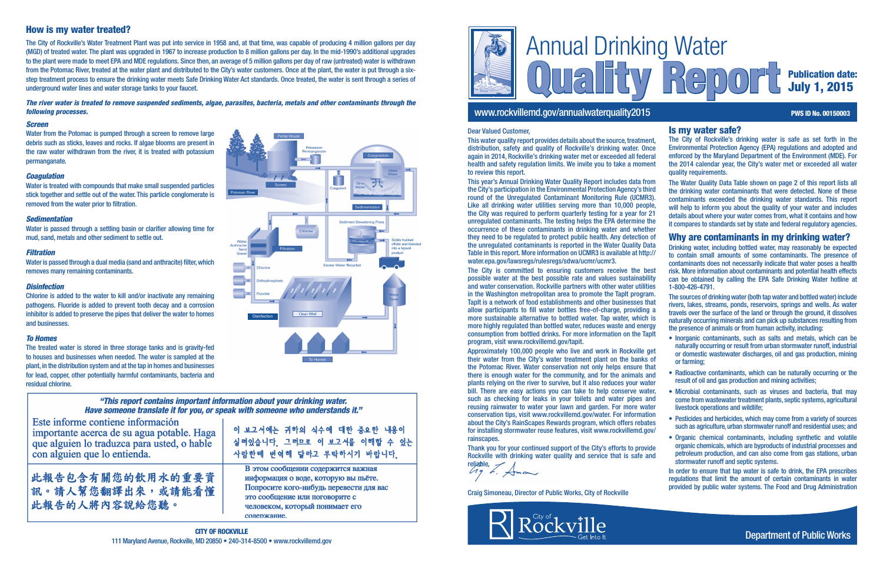# Annual Drinking Water Quality Report

**Publication date: July 1, 2015**

www.rockvillemd.gov/annualwaterquality2015

PWS ID No. 00150003

Dear Valued Customer,

This water quality report provides details about the source, treatment, distribution, safety and quality of Rockville's drinking water. Once again in 2014, Rockville's drinking water met or exceeded all federal health and safety regulation limits. We invite you to take a moment to review this report.

This year's Annual Drinking Water Quality Report includes data from the City's participation in the Environmental Protection Agency's third round of the Unregulated Contaminant Monitoring Rule (UCMR3). Like all drinking water utilities serving more than 10,000 people, the City was required to perform quarterly testing for a year for 21 unregulated contaminants. The testing helps the EPA determine the occurrence of these contaminants in drinking water and whether they need to be regulated to protect public health. Any detection of the unregulated contaminants is reported in the Water Quality Data Table in this report. More information on UCMR3 is available at http://water.epa.gov/lawsregs/rulesregs/sdwa/ucmr/ucmr3.

The City is committed to ensuring customers receive the best possible water at the best possible rate and values sustainability and water conservation. Rockville partners with other water utilities in the Washington metropolitan area to promote the TapIt program. TapIt is a network of food establishments and other businesses that allow participants to fill water bottles free-of-charge, providing a more sustainable alternative to bottled water. Tap water, which is more highly regulated than bottled water, reduces waste and energy consumption from bottled drinks. For more information on the TapIt program, visit www.rockvillemd.gov/tapit.

Approximately 100,000 people who live and work in Rockville get their water from the City's water treatment plant on the banks of the Potomac River. Water conservation not only helps ensure that there is enough water for the community, and for the animals and plants relying on the river to survive, but it also reduces your water bill. There are easy actions you can take to help conserve water, such as checking for leaks in your toilets and water pipes and reusing rainwater to water your lawn and garden. For more water conservation tips, visit www.rockvillemd.gov/water. For information about the City's RainScapes Rewards program, which offers rebates for installing stormwater reuse features, visit www.rockvillemd.gov/rainscapes.

Thank you for your continued support of the City's efforts to provide Rockville with drinking water quality and service that is safe and reliable.

Craig Simoneau, Director of Public Works, City of Rockville

## Is my water safe?

The City of Rockville's drinking water is safe as set forth in the Environmental Protection Agency (EPA) regulations and adopted and enforced by the Maryland Department of the Environment (MDE). For the 2014 calendar year, the City's water met or exceeded all water quality requirements.

The Water Quality Data Table shown on page 2 of this report lists all the drinking water contaminants that were detected. None of these contaminants exceeded the drinking water standards. This report will help to inform you about the quality of your water and includes details about where your water comes from, what it contains and how it compares to standards set by state and federal regulatory agencies.

## Why are contaminants in my drinking water?

Drinking water, including bottled water, may reasonably be expected to contain small amounts of some contaminants. The presence of contaminants does not necessarily indicate that water poses a health risk. More information about contaminants and potential health effects can be obtained by calling the EPA Safe Drinking Water hotline at 1-800-426-4791.

The sources of drinking water (both tap water and bottled water) include rivers, lakes, streams, ponds, reservoirs, springs and wells. As water travels over the surface of the land or through the ground, it dissolves naturally occurring minerals and can pick up substances resulting from the presence of animals or from human activity, including:

- Inorganic contaminants, such as salts and metals, which can be naturally occurring or result from urban stormwater runoff, industrial or domestic wastewater discharges, oil and gas production, mining or farming;
- Radioactive contaminants, which can be naturally occurring or the result of oil and gas production and mining activities;
- Microbial contaminants, such as viruses and bacteria, that may come from wastewater treatment plants, septic systems, agricultural livestock operations and wildlife;
- Pesticides and herbicides, which may come from a variety of sources such as agriculture, urban stormwater runoff and residential uses; and
- Organic chemical contaminants, including synthetic and volatile organic chemicals, which are byproducts of industrial processes and petroleum production, and can also come from gas stations, urban stormwater runoff and septic systems.

In order to ensure that tap water is safe to drink, the EPA prescribes regulations that limit the amount of certain contaminants in water provided by public water systems. The Food and Drug Administration

## How is my water treated?

The City of Rockville's Water Treatment Plant was put into service in 1958 and, at that time, was capable of producing 4 million gallons per day (MGD) of treated water. The plant was upgraded in 1967 to increase production to 8 million gallons per day. In the mid-1990's additional upgrades to the plant were made to meet EPA and MDE regulations. Since then, an average of 5 million gallons per day of raw (untreated) water is withdrawn from the Potomac River, treated at the water plant and distributed to the City's water customers. Once at the plant, the water is put through a six-step treatment process to ensure the drinking water meets Safe Drinking Water Act standards. Once treated, the water is sent through a series of underground water lines and water storage tanks to your faucet.

***The river water is treated to remove suspended sediments, algae, parasites, bacteria, metals and other contaminants through the following processes.***

### *Screen*

Water from the Potomac is pumped through a screen to remove large debris such as sticks, leaves and rocks. If algae blooms are present in the raw water withdrawn from the river, it is treated with potassium permanganate.

### *Coagulation*

Water is treated with compounds that make small suspended particles stick together and settle out of the water. This particle conglomerate is removed from the water prior to filtration.

### *Sedimentation*

Water is passed through a settling basin or clarifier allowing time for mud, sand, metals and other sediment to settle out.

### *Filtration*

Water is passed through a dual media (sand and anthracite) filter, which removes many remaining contaminants.

### *Disinfection*

Chlorine is added to the water to kill and/or inactivate any remaining pathogens. Fluoride is added to prevent tooth decay and a corrosion inhibitor is added to preserve the pipes that deliver the water to homes and businesses.

### *To Homes*

The treated water is stored in three storage tanks and is gravity-fed to houses and businesses when needed. The water is sampled at the plant, in the distribution system and at the tap in homes and businesses for lead, copper, other potentially harmful contaminants, bacteria and residual chlorine.

***"This report contains important information about your drinking water. Have someone translate it for you, or speak with someone who understands it."***

Este informe contiene información importante acerca de su agua potable. Haga que alguien lo traduzca para usted, o hable con alguien que lo entienda.

이 보고서에는 귀하의 식수에 대한 중요한 내용이 실려있습니다. 그러므로 이 보고서를 이해할 수 있는 사람한테 번역해 달라고 부탁하시기 바랍니다.

此報告包含有關您的飲用水的重要資訊。請人幫您翻譯出來，或請能看懂此報告的人將內容說給您聽。

В этом сообщении содержится важная информация о воде, которую вы пьёте. Попросите кого-нибудь перевести для вас это сообщение или поговорите с человеком, который понимает его содержание.

**CITY OF ROCKVILLE**
111 Maryland Avenue, Rockville, MD 20850 • 240-314-8500 • www.rockvillemd.gov

Department of Public Works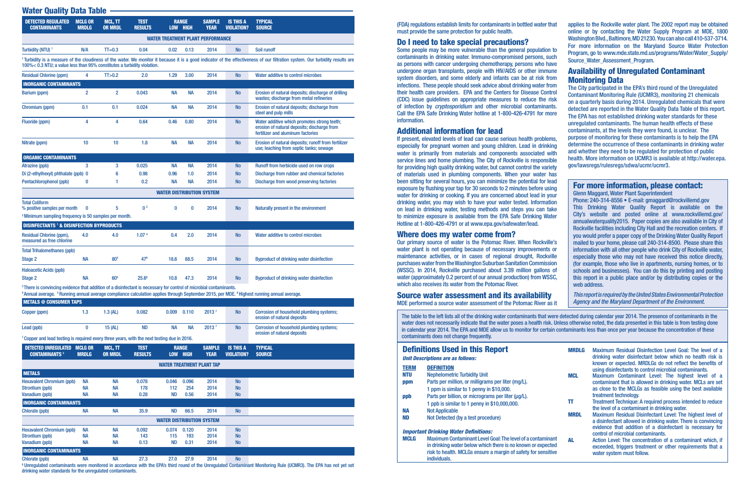## Water Quality Data Table

| DETECTED REGULATED CONTAMINANTS | MCLG OR MRDLG | MCL, TT OR MRDL | TEST RESULTS | RANGE LOW | RANGE HIGH | SAMPLE YEAR | IS THIS A VIOLATION? | TYPICAL SOURCE |
|---|---|---|---|---|---|---|---|---|
| **WATER TREATMENT PLANT PERFORMANCE** | | | | | | | | |
| Turbidity (NTU) [1] | N/A | TT=0.3 | 0.04 | 0.02 | 0.13 | 2014 | No | Soil runoff |
| Residual Chlorine (ppm) | 4 | TT>0.2 | 2.0 | 1.29 | 3.00 | 2014 | No | Water additive to control microbes |
| **INORGANIC CONTAMINANTS** | | | | | | | | |
| Barium (ppm) | 2 | 2 | 0.043 | NA | NA | 2014 | No | Erosion of natural deposits; discharge of drilling wastes; discharge from metal refineries |
| Chromium (ppm) | 0.1 | 0.1 | 0.024 | NA | NA | 2014 | No | Erosion of natural deposits; discharge from steel and pulp mills |
| Fluoride (ppm) | 4 | 4 | 0.64 | 0.46 | 0.80 | 2014 | No | Water additive which promotes strong teeth; erosion of natural deposits; discharge from fertilizer and aluminum factories |
| Nitrate (ppm) | 10 | 10 | 1.8 | NA | NA | 2014 | No | Erosion of natural deposits; runoff from fertilizer use; leaching from septic tanks; sewage |
| **ORGANIC CONTAMINANTS** | | | | | | | | |
| Atrazine (ppb) | 3 | 3 | 0.025 | NA | NA | 2014 | No | Runoff from herbicide used on row crops |
| Di (2-ethylhexyl) phthalate (ppb) | 0 | 6 | 0.98 | 0.96 | 1.0 | 2014 | No | Discharge from rubber and chemical factories |
| Pentachlorophenol (ppb) | 0 | 1 | 0.2 | NA | NA | 2014 | No | Discharge from wood preserving factories |
| **WATER DISTRIBUTION SYSTEM** | | | | | | | | |
| Total Coliform % positive samples per month | 0 | 5 | 0 [2] | 0 | 0 | 2014 | No | Naturally present in the environment |
| **DISINFECTANTS [3] & DISINFECTION BYPRODUCTS** | | | | | | | | |
| Residual Chlorine (ppm), measured as free chlorine | 4.0 | 4.0 | 1.07 [4] | 0.4 | 2.0 | 2014 | No | Water additive to control microbes |
| Total Trihalomethanes (ppb) Stage 2 | NA | 80 [5] | 47 [6] | 18.6 | 88.5 | 2014 | No | Byproduct of drinking water disinfection |
| Haloacetic Acids (ppb) Stage 2 | NA | 60 [5] | 25.6 [6] | 10.8 | 47.3 | 2014 | No | Byproduct of drinking water disinfection |
| **METALS @ CONSUMER TAPS** | | | | | | | | |
| Copper (ppm) | 1.3 | 1.3 (AL) | 0.082 | 0.009 | 0.110 | 2013 [7] | No | Corrosion of household plumbing systems; erosion of natural deposits |
| Lead (ppb) | 0 | 15 (AL) | ND | NA | NA | 2013 [7] | No | Corrosion of household plumbing systems; erosion of natural deposits |

[1] Turbidity is a measure of the cloudiness of the water. We monitor it because it is a good indicator of the effectiveness of our filtration system. Our turbidity results are 100%< 0.3 NTU; a value less than 95% constitutes a turbidity violation.

[2] Minimum sampling frequency is 50 samples per month.

[3] There is convincing evidence that addition of a disinfectant is necessary for control of microbial contaminants.

[4] Annual average. [5] Running annual average compliance calculation applies through September 2015, per MDE. [6] Highest running annual average.

[7] Copper and lead testing is required every three years, with the next testing due in 2016.

| DETECTED UNREGULATED CONTAMINANTS [8] | MCLG OR MRDLG | MCL, TT OR MRDL | TEST RESULTS | RANGE LOW | RANGE HIGH | SAMPLE YEAR | IS THIS A VIOLATION? | TYPICAL SOURCE |
|---|---|---|---|---|---|---|---|---|
| **WATER TREATMENT PLANT TAP** | | | | | | | | |
| **METALS** | | | | | | | | |
| Hexavalent Chromium (ppb) | NA | NA | 0.078 | 0.046 | 0.096 | 2014 | No | |
| Strontium (ppb) | NA | NA | 178 | 112 | 254 | 2014 | No | |
| Vanadium (ppb) | NA | NA | 0.28 | ND | 0.56 | 2014 | No | |
| **INORGANIC CONTAMINANTS** | | | | | | | | |
| Chlorate (ppb) | NA | NA | 35.9 | ND | 66.5 | 2014 | No | |
| **WATER DISTRIBUTION SYSTEM** | | | | | | | | |
| Hexavalent Chromium (ppb) | NA | NA | 0.092 | 0.074 | 0.120 | 2014 | No | |
| Strontium (ppb) | NA | NA | 143 | 115 | 193 | 2014 | No | |
| Vanadium (ppb) | NA | NA | 0.13 | ND | 0.31 | 2014 | No | |
| **INORGANIC CONTAMINANTS** | | | | | | | | |
| Chlorate (ppb) | NA | NA | 27.3 | 27.0 | 27.9 | 2014 | No | |

[8] Unregulated contaminants were monitored in accordance with the EPA's third round of the Unregulated Contaminant Monitoring Rule (UCMR3). The EPA has not yet set drinking water standards for the unregulated contaminants.

(FDA) regulations establish limits for contaminants in bottled water that must provide the same protection for public health.

## Do I need to take special precautions?

Some people may be more vulnerable than the general population to contaminants in drinking water. Immuno-compromised persons, such as persons with cancer undergoing chemotherapy, persons who have undergone organ transplants, people with HIV/AIDS or other immune system disorders, and some elderly and infants can be at risk from infections. These people should seek advice about drinking water from their health care providers. EPA and the Centers for Disease Control (CDC) issue guidelines on appropriate measures to reduce the risk of infection by *cryptosporidium* and other microbial contaminants. Call the EPA Safe Drinking Water hotline at 1-800-426-4791 for more information.

## Additional information for lead

If present, elevated levels of lead can cause serious health problems, especially for pregnant women and young children. Lead in drinking water is primarily from materials and components associated with service lines and home plumbing. The City of Rockville is responsible for providing high quality drinking water, but cannot control the variety of materials used in plumbing components. When your water has been sitting for several hours, you can minimize the potential for lead exposure by flushing your tap for 30 seconds to 2 minutes before using water for drinking or cooking. If you are concerned about lead in your drinking water, you may wish to have your water tested. Information on lead in drinking water, testing methods and steps you can take to minimize exposure is available from the EPA Safe Drinking Water Hotline at 1-800-426-4791 or at www.epa.gov/safewater/lead.

## Where does my water come from?

Our primary source of water is the Potomac River. When Rockville's water plant is not operating because of necessary improvements or maintenance activities, or in cases of regional drought, Rockville purchases water from the Washington Suburban Sanitation Commission (WSSC). In 2014, Rockville purchased about 3.39 million gallons of water (approximately 0.2 percent of our annual production) from WSSC, which also receives its water from the Potomac River.

## Source water assessment and its availability

MDE performed a source water assessment of the Potomac River as it applies to the Rockville water plant. The 2002 report may be obtained online or by contacting the Water Supply Program at MDE, 1800 Washington Blvd., Baltimore, MD 21230. You can also call 410-537-3714. For more information on the Maryland Source Water Protection Program, go to www.mde.state.md.us/programs/Water/Water_Supply/Source_Water_Assessment_Program.

## Availability of Unregulated Contaminant Monitoring Data

The City participated in the EPA's third round of the Unregulated Contaminant Monitoring Rule (UCMR3), monitoring 21 chemicals on a quarterly basis during 2014. Unregulated chemicals that were detected are reported in the Water Quality Data Table of this report. The EPA has not established drinking water standards for these unregulated contaminants. The human health effects of these contaminants, at the levels they were found, is unclear. The purpose of monitoring for these contaminants is to help the EPA determine the occurrence of these contaminants in drinking water and whether they need to be regulated for protection of public health. More information on UCMR3 is available at http://water.epa.gov/lawsregs/rulesregs/sdwa/ucmr/ucmr3.

## For more information, please contact:

Glenn Maggard, Water Plant Superintendent
Phone: 240-314-8556 • E-mail: gmaggard@rockvillemd.gov

This Drinking Water Quality Report is available on the City's website and posted online at www.rockvillemd.gov/annualwaterquality2015. Paper copies are also available in City of Rockville facilities including City Hall and the recreation centers. If you would prefer a paper copy of the Drinking Water Quality Report mailed to your home, please call 240-314-8500. Please share this information with all other people who drink City of Rockville water, especially those who may not have received this notice directly, (for example, those who live in apartments, nursing homes, or to schools and businesses). You can do this by printing and posting this report in a public place and/or by distributing copies or the web address.

*This report is required by the United States Environmental Protection Agency and the Maryland Department of the Environment.*

The table to the left lists all of the drinking water contaminants that were detected during calendar year 2014. The presence of contaminants in the water does not necessarily indicate that the water poses a health risk. Unless otherwise noted, the data presented in this table is from testing done in calendar year 2014. The EPA and MDE allow us to monitor for certain contaminants less than once per year because the concentration of these contaminants does not change frequently.

## Definitions Used in this Report

***Unit Descriptions are as follows:***

| TERM | DEFINITION |
|---|---|
| NTU | Nephelometric Turbidity Unit |
| ppm | Parts per million, or milligrams per liter (mg/L). 1 ppm is similar to 1 penny in $10,000. |
| ppb | Parts per billion, or micrograms per liter (µg/L). 1 ppb is similar to 1 penny in $10,000,000. |
| NA | Not Applicable |
| ND | Not Detected (by a test procedure) |

***Important Drinking Water Definitions:***

**MCLG** Maximum Contaminant Level Goal: The level of a contaminant in drinking water below which there is no known or expected risk to health. MCLGs ensure a margin of safety for sensitive individuals.

**MRDLG** Maximum Residual Disinfection Level Goal: The level of a drinking water disinfectant below which no health risk is known or expected. MRDLGs do not reflect the benefits of using disinfectants to control microbial contaminants.

**MCL** Maximum Contaminant Level: The highest level of a contaminant that is allowed in drinking water. MCLs are set as close to the MCLGs as feasible using the best available treatment technology.

**TT** Treatment Technique: A required process intended to reduce the level of a contaminant in drinking water.

**MRDL** Maximum Residual Disinfectant Level: The highest level of a disinfectant allowed in drinking water. There is convincing evidence that addition of a disinfectant is necessary for control of microbial contaminants.

**AL** Action Level: The concentration of a contaminant which, if exceeded, triggers treatment or other requirements that a water system must follow.